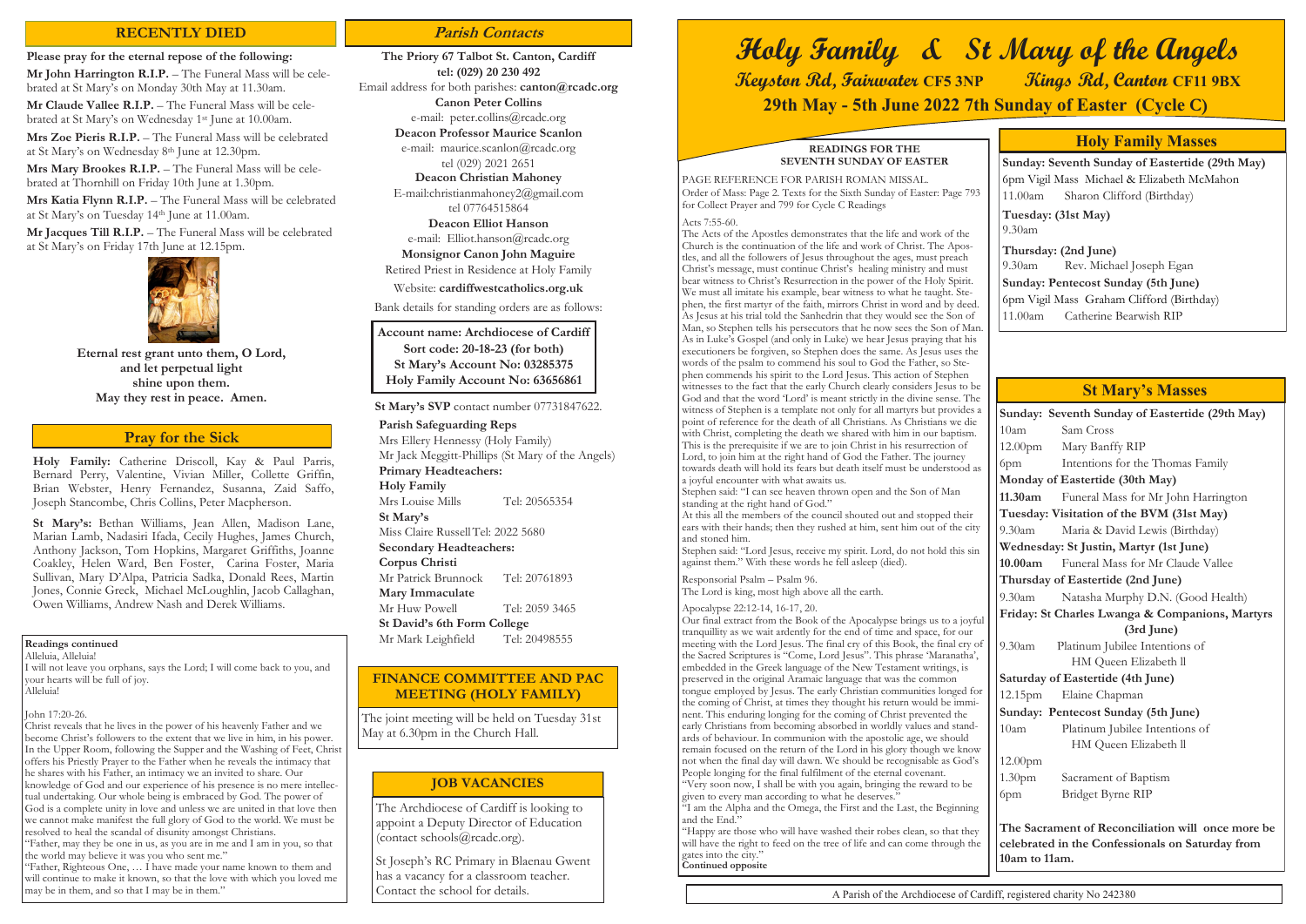# Holy Family & St Mary of the Angels

**Keyston Rd, Fairwater CF5 3NP** **Kings Rd, Canton CF11 9BX**

**29th May - 5th June 2022 7th Sunday of Easter (Cycle C)**

## RECENTLY DIED

**Please pray for the eternal repose of the following:**

**Mr John Harrington R.I.P.** – The Funeral Mass will be celebrated at St Mary's on Monday 30th May at 11.30am.

**Mr Claude Vallee R.I.P.** – The Funeral Mass will be celebrated at St Mary's on Wednesday 1st June at 10.00am.

**Mrs Zoe Pieris R.I.P.** – The Funeral Mass will be celebrated at St Mary's on Wednesday 8th June at 12.30pm.

**Mrs Mary Brookes R.I.P.** – The Funeral Mass will be celebrated at Thornhill on Friday 10th June at 1.30pm.

**Mrs Katia Flynn R.I.P.** – The Funeral Mass will be celebrated at St Mary's on Tuesday 14th June at 11.00am.

**Mr Jacques Till R.I.P.** – The Funeral Mass will be celebrated at St Mary's on Friday 17th June at 12.15pm.

**Eternal rest grant unto them, O Lord, and let perpetual light shine upon them. May they rest in peace. Amen.**

## Pray for the Sick

**Holy Family:** Catherine Driscoll, Kay & Paul Parris, Bernard Perry, Valentine, Vivian Miller, Collette Griffin, Brian Webster, Henry Fernandez, Susanna, Zaid Saffo, Joseph Stancombe, Chris Collins, Peter Macpherson.

**St Mary's:** Bethan Williams, Jean Allen, Madison Lane, Marian Lamb, Nadasiri Ifada, Cecily Hughes, James Church, Anthony Jackson, Tom Hopkins, Margaret Griffiths, Joanne Coakley, Helen Ward, Ben Foster, Carina Foster, Maria Sullivan, Mary D'Alpa, Patricia Sadka, Donald Rees, Martin Jones, Connie Greck, Michael McLoughlin, Jacob Callaghan, Owen Williams, Andrew Nash and Derek Williams.

**Readings continued**

Alleluia, Alleluia!
I will not leave you orphans, says the Lord; I will come back to you, and your hearts will be full of joy.
Alleluia!

John 17:20-26.
Christ reveals that he lives in the power of his heavenly Father and we become Christ's followers to the extent that we live in him, in his power. In the Upper Room, following the Supper and the Washing of Feet, Christ offers his Priestly Prayer to the Father when he reveals the intimacy that he shares with his Father, an intimacy we are invited to share. Our knowledge of God and our experience of his presence is no mere intellectual undertaking. Our whole being is embraced by God. The power of God is a complete unity in love and unless we are united in that love then we cannot make manifest the full glory of God to the world. We must be resolved to heal the scandal of disunity amongst Christians.
"Father, may they be one in us, as you are in me and I am in you, so that the world may believe it was you who sent me."
"Father, Righteous One, … I have made your name known to them and will continue to make it known, so that the love with which you loved me may be in them, and so that I may be in them."

## *Parish Contacts*

**The Priory 67 Talbot St. Canton, Cardiff**
**tel: (029) 20 230 492**
Email address for both parishes: **canton@rcadc.org**

**Canon Peter Collins**
e-mail: peter.collins@rcadc.org

**Deacon Professor Maurice Scanlon**
e-mail: maurice.scanlon@rcadc.org
tel (029) 2021 2651

**Deacon Christian Mahoney**
E-mail:christianmahoney2@gmail.com
tel 07764515864

**Deacon Elliot Hanson**
e-mail: Elliot.hanson@rcadc.org

**Monsignor Canon John Maguire**
Retired Priest in Residence at Holy Family

Website: **cardiffwestcatholics.org.uk**

Bank details for standing orders are as follows:

**Account name: Archdiocese of Cardiff**
**Sort code: 20-18-23 (for both)**
**St Mary's Account No: 03285375**
**Holy Family Account No: 63656861**

**St Mary's SVP** contact number 07731847622.

**Parish Safeguarding Reps**
Mrs Ellery Hennessy (Holy Family)
Mr Jack Meggitt-Phillips (St Mary of the Angels)

**Primary Headteachers:**

**Holy Family**
Mrs Louise Mills Tel: 20565354

**St Mary's**
Miss Claire Russell Tel: 2022 5680

**Secondary Headteachers:**

**Corpus Christi**
Mr Patrick Brunnock Tel: 20761893

**Mary Immaculate**
Mr Huw Powell Tel: 2059 3465

**St David's 6th Form College**
Mr Mark Leighfield Tel: 20498555

## FINANCE COMMITTEE AND PAC MEETING (HOLY FAMILY)

The joint meeting will be held on Tuesday 31st May at 6.30pm in the Church Hall.

## JOB VACANCIES

The Archdiocese of Cardiff is looking to appoint a Deputy Director of Education (contact schools@rcadc.org).

St Joseph's RC Primary in Blaenau Gwent has a vacancy for a classroom teacher. Contact the school for details.

## READINGS FOR THE SEVENTH SUNDAY OF EASTER

PAGE REFERENCE FOR PARISH ROMAN MISSAL.
Order of Mass: Page 2. Texts for the Sixth Sunday of Easter: Page 793 for Collect Prayer and 799 for Cycle C Readings

Acts 7:55-60.
The Acts of the Apostles demonstrates that the life and work of the Church is the continuation of the life and work of Christ. The Apostles, and all the followers of Jesus throughout the ages, must preach Christ's message, must continue Christ's healing ministry and must bear witness to Christ's Resurrection in the power of the Holy Spirit. We must all imitate his example, bear witness to what he taught. Stephen, the first martyr of the faith, mirrors Christ in word and by deed. As Jesus at his trial told the Sanhedrin that they would see the Son of Man, so Stephen tells his persecutors that he now sees the Son of Man. As in Luke's Gospel (and only in Luke) we hear Jesus praying that his executioners be forgiven, so Stephen does the same. As Jesus uses the words of the psalm to commend his soul to God the Father, so Stephen commends his spirit to the Lord Jesus. This action of Stephen witnesses to the fact that the early Church clearly considers Jesus to be God and that the word 'Lord' is meant strictly in the divine sense. The witness of Stephen is a template not only for all martyrs but provides a point of reference for the death of all Christians. As Christians we die with Christ, completing the death we shared with him in our baptism. This is the prerequisite if we are to join Christ in his resurrection of Lord, to join him at the right hand of God the Father. The journey towards death will hold its fears but death itself must be understood as a joyful encounter with what awaits us.
Stephen said: "I can see heaven thrown open and the Son of Man standing at the right hand of God."
At this all the members of the council shouted out and stopped their ears with their hands; then they rushed at him, sent him out of the city and stoned him.
Stephen said: "Lord Jesus, receive my spirit. Lord, do not hold this sin against them." With these words he fell asleep (died).

Responsorial Psalm – Psalm 96.
The Lord is king, most high above all the earth.

Apocalypse 22:12-14, 16-17, 20.
Our final extract from the Book of the Apocalypse brings us to a joyful tranquillity as we wait ardently for the end of time and space, for our meeting with the Lord Jesus. The final cry of this Book, the final cry of the Sacred Scriptures is "Come, Lord Jesus". This phrase 'Maranatha', embedded in the Greek language of the New Testament writings, is preserved in the original Aramaic language that was the common tongue employed by Jesus. The early Christian communities longed for the coming of Christ, at times they thought his return would be imminent. This enduring longing for the coming of Christ prevented the early Christians from becoming absorbed in worldly values and standards of behaviour. In communion with the apostolic age, we should remain focused on the return of the Lord in his glory though we know not when the final day will dawn. We should be recognisable as God's People longing for the final fulfilment of the eternal covenant.
"Very soon now, I shall be with you again, bringing the reward to be given to every man according to what he deserves."
"I am the Alpha and the Omega, the First and the Last, the Beginning and the End."
"Happy are those who will have washed their robes clean, so that they will have the right to feed on the tree of life and can come through the gates into the city."
**Continued opposite**

## Holy Family Masses

**Sunday: Seventh Sunday of Eastertide (29th May)**
6pm Vigil Mass Michael & Elizabeth McMahon
11.00am Sharon Clifford (Birthday)

**Tuesday: (31st May)**
9.30am

**Thursday: (2nd June)**
9.30am Rev. Michael Joseph Egan

**Sunday: Pentecost Sunday (5th June)**
6pm Vigil Mass Graham Clifford (Birthday)
11.00am Catherine Bearwish RIP

## St Mary's Masses

**Sunday: Seventh Sunday of Eastertide (29th May)**
10am Sam Cross
12.00pm Mary Banffy RIP
6pm Intentions for the Thomas Family

**Monday of Eastertide (30th May)**
**11.30am** Funeral Mass for Mr John Harrington

**Tuesday: Visitation of the BVM (31st May)**
9.30am Maria & David Lewis (Birthday)

**Wednesday: St Justin, Martyr (1st June)**
**10.00am** Funeral Mass for Mr Claude Vallee

**Thursday of Eastertide (2nd June)**
9.30am Natasha Murphy D.N. (Good Health)

**Friday: St Charles Lwanga & Companions, Martyrs (3rd June)**
9.30am Platinum Jubilee Intentions of HM Queen Elizabeth ll

**Saturday of Eastertide (4th June)**
12.15pm Elaine Chapman

**Sunday: Pentecost Sunday (5th June)**
10am Platinum Jubilee Intentions of HM Queen Elizabeth ll
12.00pm
1.30pm Sacrament of Baptism
6pm Bridget Byrne RIP

**The Sacrament of Reconciliation will once more be celebrated in the Confessionals on Saturday from 10am to 11am.**

A Parish of the Archdiocese of Cardiff, registered charity No 242380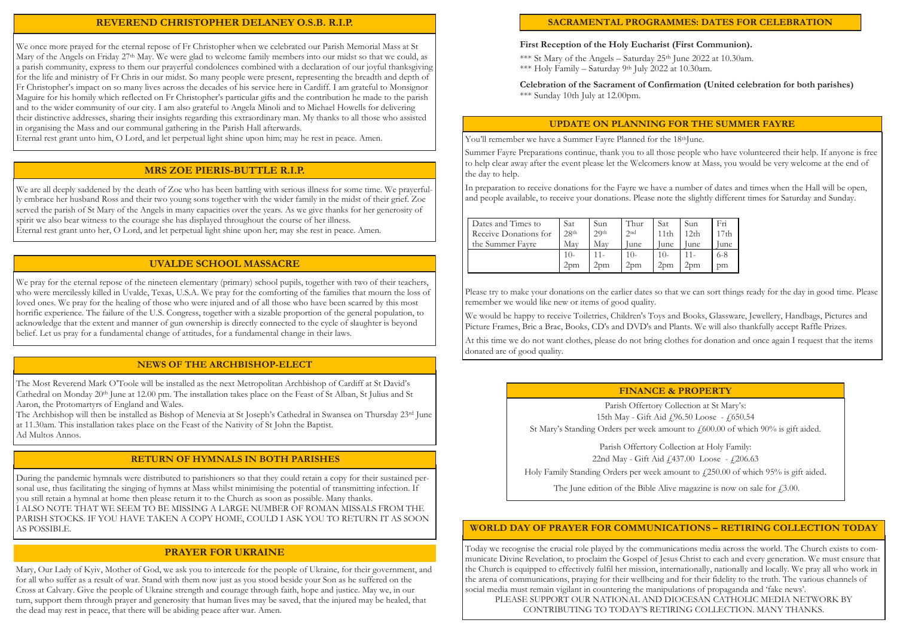## REVEREND CHRISTOPHER DELANEY O.S.B. R.I.P.

We once more prayed for the eternal repose of Fr Christopher when we celebrated our Parish Memorial Mass at St Mary of the Angels on Friday 27th May. We were glad to welcome family members into our midst so that we could, as a parish community, express to them our prayerful condolences combined with a declaration of our joyful thanksgiving for the life and ministry of Fr Chris in our midst. So many people were present, representing the breadth and depth of Fr Christopher's impact on so many lives across the decades of his service here in Cardiff. I am grateful to Monsignor Maguire for his homily which reflected on Fr Christopher's particular gifts and the contribution he made to the parish and to the wider community of our city. I am also grateful to Angela Minoli and to Michael Howells for delivering their distinctive addresses, sharing their insights regarding this extraordinary man. My thanks to all those who assisted in organising the Mass and our communal gathering in the Parish Hall afterwards.
Eternal rest grant unto him, O Lord, and let perpetual light shine upon him; may he rest in peace. Amen.

## MRS ZOE PIERIS-BUTTLE R.I.P.

We are all deeply saddened by the death of Zoe who has been battling with serious illness for some time. We prayerfully embrace her husband Ross and their two young sons together with the wider family in the midst of their grief. Zoe served the parish of St Mary of the Angels in many capacities over the years. As we give thanks for her generosity of spirit we also bear witness to the courage she has displayed throughout the course of her illness.
Eternal rest grant unto her, O Lord, and let perpetual light shine upon her; may she rest in peace. Amen.

## UVALDE SCHOOL MASSACRE

We pray for the eternal repose of the nineteen elementary (primary) school pupils, together with two of their teachers, who were mercilessly killed in Uvalde, Texas, U.S.A. We pray for the comforting of the families that mourn the loss of loved ones. We pray for the healing of those who were injured and of all those who have been scarred by this most horrific experience. The failure of the U.S. Congress, together with a sizable proportion of the general population, to acknowledge that the extent and manner of gun ownership is directly connected to the cycle of slaughter is beyond belief. Let us pray for a fundamental change of attitudes, for a fundamental change in their laws.

## NEWS OF THE ARCHBISHOP-ELECT

The Most Reverend Mark O'Toole will be installed as the next Metropolitan Archbishop of Cardiff at St David's Cathedral on Monday 20th June at 12.00 pm. The installation takes place on the Feast of St Alban, St Julius and St Aaron, the Protomartyrs of England and Wales.
The Archbishop will then be installed as Bishop of Menevia at St Joseph's Cathedral in Swansea on Thursday 23rd June at 11.30am. This installation takes place on the Feast of the Nativity of St John the Baptist.
Ad Multos Annos.

## RETURN OF HYMNALS IN BOTH PARISHES

During the pandemic hymnals were distributed to parishioners so that they could retain a copy for their sustained personal use, thus facilitating the singing of hymns at Mass whilst minimising the potential of transmitting infection. If you still retain a hymnal at home then please return it to the Church as soon as possible. Many thanks.
I ALSO NOTE THAT WE SEEM TO BE MISSING A LARGE NUMBER OF ROMAN MISSALS FROM THE PARISH STOCKS. IF YOU HAVE TAKEN A COPY HOME, COULD I ASK YOU TO RETURN IT AS SOON AS POSSIBLE.

## PRAYER FOR UKRAINE

Mary, Our Lady of Kyiv, Mother of God, we ask you to intercede for the people of Ukraine, for their government, and for all who suffer as a result of war. Stand with them now just as you stood beside your Son as he suffered on the Cross at Calvary. Give the people of Ukraine strength and courage through faith, hope and justice. May we, in our turn, support them through prayer and generosity that human lives may be saved, that the injured may be healed, that the dead may rest in peace, that there will be abiding peace after war. Amen.

## SACRAMENTAL PROGRAMMES: DATES FOR CELEBRATION

**First Reception of the Holy Eucharist (First Communion).**

*** St Mary of the Angels – Saturday 25th June 2022 at 10.30am.
*** Holy Family – Saturday 9th July 2022 at 10.30am.

**Celebration of the Sacrament of Confirmation (United celebration for both parishes)**
*** Sunday 10th July at 12.00pm.

## UPDATE ON PLANNING FOR THE SUMMER FAYRE

You'll remember we have a Summer Fayre Planned for the 18thJune.

Summer Fayre Preparations continue, thank you to all those people who have volunteered their help. If anyone is free to help clear away after the event please let the Welcomers know at Mass, you would be very welcome at the end of the day to help.

In preparation to receive donations for the Fayre we have a number of dates and times when the Hall will be open, and people available, to receive your donations. Please note the slightly different times for Saturday and Sunday.

| Dates and Times to Receive Donations for the Summer Fayre | Sat 28th May | Sun 29th May | Thur 2nd June | Sat 11th June | Sun 12th June | Fri 17th June |
|---|---|---|---|---|---|---|
| | 10-2pm | 11-2pm | 10-2pm | 10-2pm | 11-2pm | 6-8 pm |

Please try to make your donations on the earlier dates so that we can sort things ready for the day in good time. Please remember we would like new or items of good quality.

We would be happy to receive Toiletries, Children's Toys and Books, Glassware, Jewellery, Handbags, Pictures and Picture Frames, Bric a Brac, Books, CD's and DVD's and Plants. We will also thankfully accept Raffle Prizes.

At this time we do not want clothes, please do not bring clothes for donation and once again I request that the items donated are of good quality.

## FINANCE & PROPERTY

Parish Offertory Collection at St Mary's:
15th May - Gift Aid £96.50 Loose - £650.54
St Mary's Standing Orders per week amount to £600.00 of which 90% is gift aided.

Parish Offertory Collection at Holy Family:
22nd May - Gift Aid £437.00 Loose - £206.63
Holy Family Standing Orders per week amount to £250.00 of which 95% is gift aided.

The June edition of the Bible Alive magazine is now on sale for £3.00.

## WORLD DAY OF PRAYER FOR COMMUNICATIONS – RETIRING COLLECTION TODAY

Today we recognise the crucial role played by the communications media across the world. The Church exists to communicate Divine Revelation, to proclaim the Gospel of Jesus Christ to each and every generation. We must ensure that the Church is equipped to effectively fulfil her mission, internationally, nationally and locally. We pray all who work in the arena of communications, praying for their wellbeing and for their fidelity to the truth. The various channels of social media must remain vigilant in countering the manipulations of propaganda and 'fake news'.

PLEASE SUPPORT OUR NATIONAL AND DIOCESAN CATHOLIC MEDIA NETWORK BY CONTRIBUTING TO TODAY'S RETIRING COLLECTION. MANY THANKS.